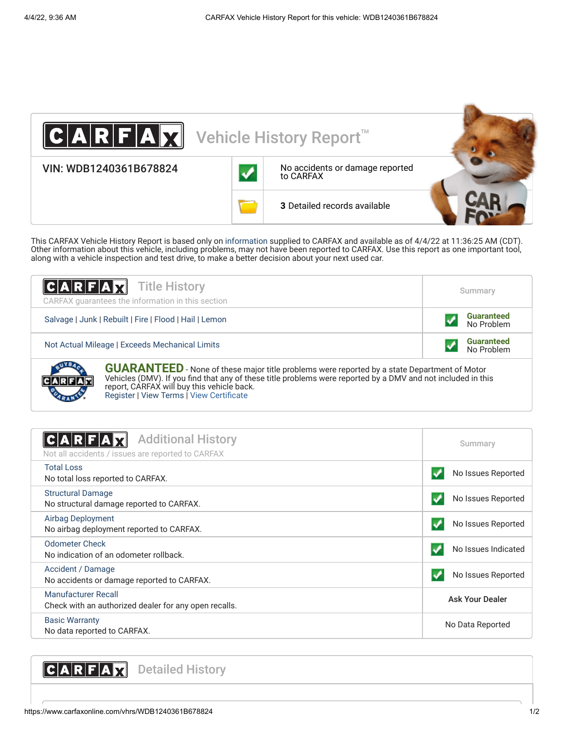# CARFAX Vehicle History Report™

| VIN: WDB1240361B678824 | |
|---|---|
| ✓ | No accidents or damage reported to CARFAX |
| | **3** Detailed records available |

This CARFAX Vehicle History Report is based only on information supplied to CARFAX and available as of 4/4/22 at 11:36:25 AM (CDT). Other information about this vehicle, including problems, may not have been reported to CARFAX. Use this report as one important tool, along with a vehicle inspection and test drive, to make a better decision about your next used car.

## CARFAX Title History

CARFAX guarantees the information in this section

| | Summary |
|---|---|
| Salvage \| Junk \| Rebuilt \| Fire \| Flood \| Hail \| Lemon | **Guaranteed** No Problem |
| Not Actual Mileage \| Exceeds Mechanical Limits | **Guaranteed** No Problem |

**GUARANTEED** - None of these major title problems were reported by a state Department of Motor Vehicles (DMV). If you find that any of these title problems were reported by a DMV and not included in this report, CARFAX will buy this vehicle back.
Register | View Terms | View Certificate

## CARFAX Additional History

Not all accidents / issues are reported to CARFAX

| | Summary |
|---|---|
| **Total Loss**<br>No total loss reported to CARFAX. | No Issues Reported |
| **Structural Damage**<br>No structural damage reported to CARFAX. | No Issues Reported |
| **Airbag Deployment**<br>No airbag deployment reported to CARFAX. | No Issues Reported |
| **Odometer Check**<br>No indication of an odometer rollback. | No Issues Indicated |
| **Accident / Damage**<br>No accidents or damage reported to CARFAX. | No Issues Reported |
| **Manufacturer Recall**<br>Check with an authorized dealer for any open recalls. | Ask Your Dealer |
| **Basic Warranty**<br>No data reported to CARFAX. | No Data Reported |

## CARFAX Detailed History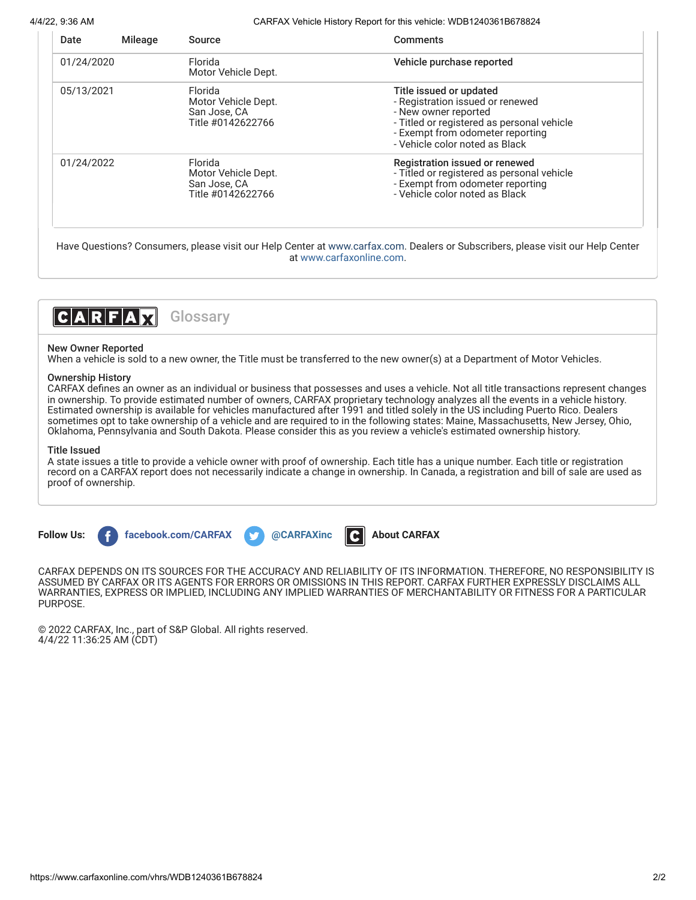| Date | Mileage | Source | Comments |
|---|---|---|---|
| 01/24/2020 | | Florida Motor Vehicle Dept. | **Vehicle purchase reported** |
| 05/13/2021 | | Florida Motor Vehicle Dept. San Jose, CA Title #0142622766 | **Title issued or updated** - Registration issued or renewed - New owner reported - Titled or registered as personal vehicle - Exempt from odometer reporting - Vehicle color noted as Black |
| 01/24/2022 | | Florida Motor Vehicle Dept. San Jose, CA Title #0142622766 | **Registration issued or renewed** - Titled or registered as personal vehicle - Exempt from odometer reporting - Vehicle color noted as Black |

Have Questions? Consumers, please visit our Help Center at www.carfax.com. Dealers or Subscribers, please visit our Help Center at www.carfaxonline.com.

## CARFAX Glossary

**New Owner Reported**
When a vehicle is sold to a new owner, the Title must be transferred to the new owner(s) at a Department of Motor Vehicles.

**Ownership History**
CARFAX defines an owner as an individual or business that possesses and uses a vehicle. Not all title transactions represent changes in ownership. To provide estimated number of owners, CARFAX proprietary technology analyzes all the events in a vehicle history. Estimated ownership is available for vehicles manufactured after 1991 and titled solely in the US including Puerto Rico. Dealers sometimes opt to take ownership of a vehicle and are required to in the following states: Maine, Massachusetts, New Jersey, Ohio, Oklahoma, Pennsylvania and South Dakota. Please consider this as you review a vehicle's estimated ownership history.

**Title Issued**
A state issues a title to provide a vehicle owner with proof of ownership. Each title has a unique number. Each title or registration record on a CARFAX report does not necessarily indicate a change in ownership. In Canada, a registration and bill of sale are used as proof of ownership.

**Follow Us:** facebook.com/CARFAX @CARFAXinc About CARFAX

CARFAX DEPENDS ON ITS SOURCES FOR THE ACCURACY AND RELIABILITY OF ITS INFORMATION. THEREFORE, NO RESPONSIBILITY IS ASSUMED BY CARFAX OR ITS AGENTS FOR ERRORS OR OMISSIONS IN THIS REPORT. CARFAX FURTHER EXPRESSLY DISCLAIMS ALL WARRANTIES, EXPRESS OR IMPLIED, INCLUDING ANY IMPLIED WARRANTIES OF MERCHANTABILITY OR FITNESS FOR A PARTICULAR PURPOSE.

© 2022 CARFAX, Inc., part of S&P Global. All rights reserved.
4/4/22 11:36:25 AM (CDT)